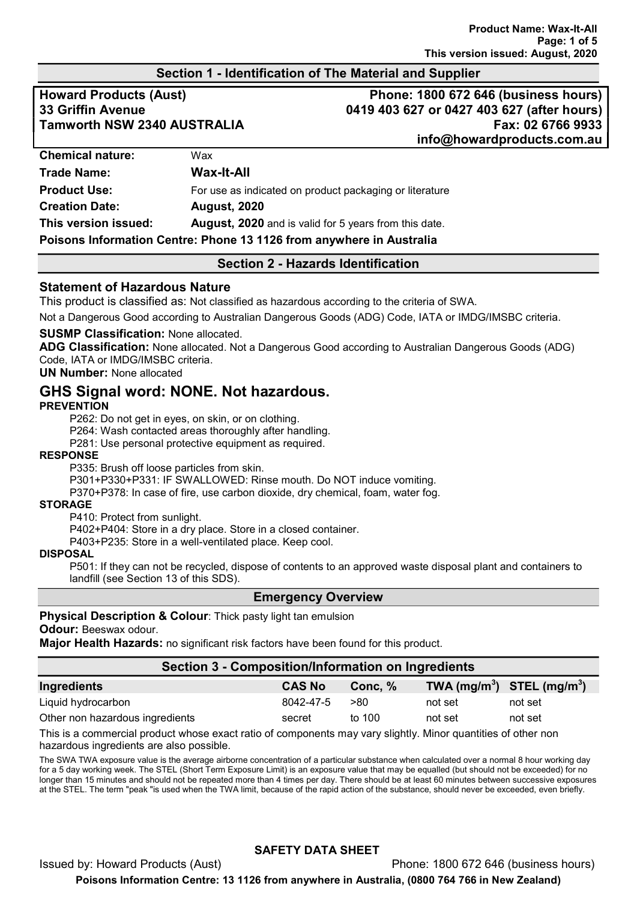## Section 1 - Identification of The Material and Supplier

**Howard Products (Aust)**
**33 Griffin Avenue**
**Tamworth NSW 2340 AUSTRALIA**

**Phone: 1800 672 646 (business hours)**
**0419 403 627 or 0427 403 627 (after hours)**
**Fax: 02 6766 9933**
**info@howardproducts.com.au**

| | |
|---|---|
| **Chemical nature:** | Wax |
| **Trade Name:** | **Wax-It-All** |
| **Product Use:** | For use as indicated on product packaging or literature |
| **Creation Date:** | **August, 2020** |
| **This version issued:** | **August, 2020** and is valid for 5 years from this date. |

**Poisons Information Centre: Phone 13 1126 from anywhere in Australia**

## Section 2 - Hazards Identification

### Statement of Hazardous Nature

This product is classified as: Not classified as hazardous according to the criteria of SWA.

Not a Dangerous Good according to Australian Dangerous Goods (ADG) Code, IATA or IMDG/IMSBC criteria.

**SUSMP Classification:** None allocated.

**ADG Classification:** None allocated. Not a Dangerous Good according to Australian Dangerous Goods (ADG) Code, IATA or IMDG/IMSBC criteria.

**UN Number:** None allocated

## GHS Signal word: NONE. Not hazardous.

**PREVENTION**

P262: Do not get in eyes, on skin, or on clothing.
P264: Wash contacted areas thoroughly after handling.
P281: Use personal protective equipment as required.

**RESPONSE**

P335: Brush off loose particles from skin.
P301+P330+P331: IF SWALLOWED: Rinse mouth. Do NOT induce vomiting.
P370+P378: In case of fire, use carbon dioxide, dry chemical, foam, water fog.

**STORAGE**

P410: Protect from sunlight.
P402+P404: Store in a dry place. Store in a closed container.
P403+P235: Store in a well-ventilated place. Keep cool.

**DISPOSAL**

P501: If they can not be recycled, dispose of contents to an approved waste disposal plant and containers to landfill (see Section 13 of this SDS).

## Emergency Overview

**Physical Description & Colour**: Thick pasty light tan emulsion

**Odour:** Beeswax odour.

**Major Health Hazards:** no significant risk factors have been found for this product.

## Section 3 - Composition/Information on Ingredients

| Ingredients | CAS No | Conc, % | TWA (mg/m$^3$) | STEL (mg/m$^3$) |
|---|---|---|---|---|
| Liquid hydrocarbon | 8042-47-5 | >80 | not set | not set |
| Other non hazardous ingredients | secret | to 100 | not set | not set |

This is a commercial product whose exact ratio of components may vary slightly. Minor quantities of other non hazardous ingredients are also possible.

The SWA TWA exposure value is the average airborne concentration of a particular substance when calculated over a normal 8 hour working day for a 5 day working week. The STEL (Short Term Exposure Limit) is an exposure value that may be equalled (but should not be exceeded) for no longer than 15 minutes and should not be repeated more than 4 times per day. There should be at least 60 minutes between successive exposures at the STEL. The term "peak "is used when the TWA limit, because of the rapid action of the substance, should never be exceeded, even briefly.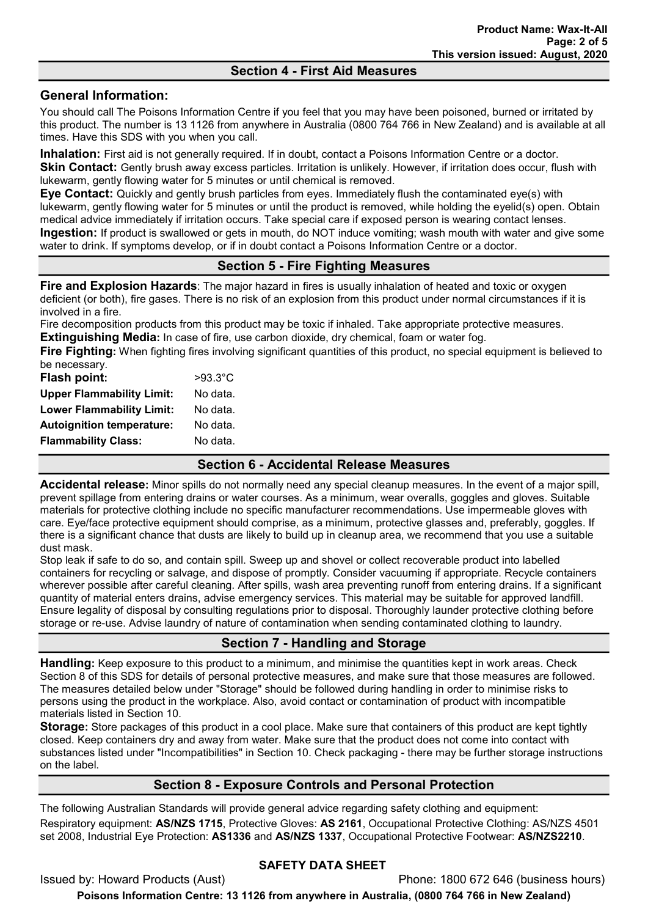## Section 4 - First Aid Measures

### General Information:

You should call The Poisons Information Centre if you feel that you may have been poisoned, burned or irritated by this product. The number is 13 1126 from anywhere in Australia (0800 764 766 in New Zealand) and is available at all times. Have this SDS with you when you call.

**Inhalation:** First aid is not generally required. If in doubt, contact a Poisons Information Centre or a doctor.

**Skin Contact:** Gently brush away excess particles. Irritation is unlikely. However, if irritation does occur, flush with lukewarm, gently flowing water for 5 minutes or until chemical is removed.

**Eye Contact:** Quickly and gently brush particles from eyes. Immediately flush the contaminated eye(s) with lukewarm, gently flowing water for 5 minutes or until the product is removed, while holding the eyelid(s) open. Obtain medical advice immediately if irritation occurs. Take special care if exposed person is wearing contact lenses.

**Ingestion:** If product is swallowed or gets in mouth, do NOT induce vomiting; wash mouth with water and give some water to drink. If symptoms develop, or if in doubt contact a Poisons Information Centre or a doctor.

## Section 5 - Fire Fighting Measures

**Fire and Explosion Hazards**: The major hazard in fires is usually inhalation of heated and toxic or oxygen deficient (or both), fire gases. There is no risk of an explosion from this product under normal circumstances if it is involved in a fire.

Fire decomposition products from this product may be toxic if inhaled. Take appropriate protective measures.

**Extinguishing Media:** In case of fire, use carbon dioxide, dry chemical, foam or water fog.

**Fire Fighting:** When fighting fires involving significant quantities of this product, no special equipment is believed to be necessary.

| | |
|---|---|
| **Flash point:** | >93.3°C |
| **Upper Flammability Limit:** | No data. |
| **Lower Flammability Limit:** | No data. |
| **Autoignition temperature:** | No data. |
| **Flammability Class:** | No data. |

## Section 6 - Accidental Release Measures

**Accidental release:** Minor spills do not normally need any special cleanup measures. In the event of a major spill, prevent spillage from entering drains or water courses. As a minimum, wear overalls, goggles and gloves. Suitable materials for protective clothing include no specific manufacturer recommendations. Use impermeable gloves with care. Eye/face protective equipment should comprise, as a minimum, protective glasses and, preferably, goggles. If there is a significant chance that dusts are likely to build up in cleanup area, we recommend that you use a suitable dust mask.

Stop leak if safe to do so, and contain spill. Sweep up and shovel or collect recoverable product into labelled containers for recycling or salvage, and dispose of promptly. Consider vacuuming if appropriate. Recycle containers wherever possible after careful cleaning. After spills, wash area preventing runoff from entering drains. If a significant quantity of material enters drains, advise emergency services. This material may be suitable for approved landfill. Ensure legality of disposal by consulting regulations prior to disposal. Thoroughly launder protective clothing before storage or re-use. Advise laundry of nature of contamination when sending contaminated clothing to laundry.

## Section 7 - Handling and Storage

**Handling:** Keep exposure to this product to a minimum, and minimise the quantities kept in work areas. Check Section 8 of this SDS for details of personal protective measures, and make sure that those measures are followed. The measures detailed below under "Storage" should be followed during handling in order to minimise risks to persons using the product in the workplace. Also, avoid contact or contamination of product with incompatible materials listed in Section 10.

**Storage:** Store packages of this product in a cool place. Make sure that containers of this product are kept tightly closed. Keep containers dry and away from water. Make sure that the product does not come into contact with substances listed under "Incompatibilities" in Section 10. Check packaging - there may be further storage instructions on the label.

## Section 8 - Exposure Controls and Personal Protection

The following Australian Standards will provide general advice regarding safety clothing and equipment:

Respiratory equipment: **AS/NZS 1715**, Protective Gloves: **AS 2161**, Occupational Protective Clothing: AS/NZS 4501 set 2008, Industrial Eye Protection: **AS1336** and **AS/NZS 1337**, Occupational Protective Footwear: **AS/NZS2210**.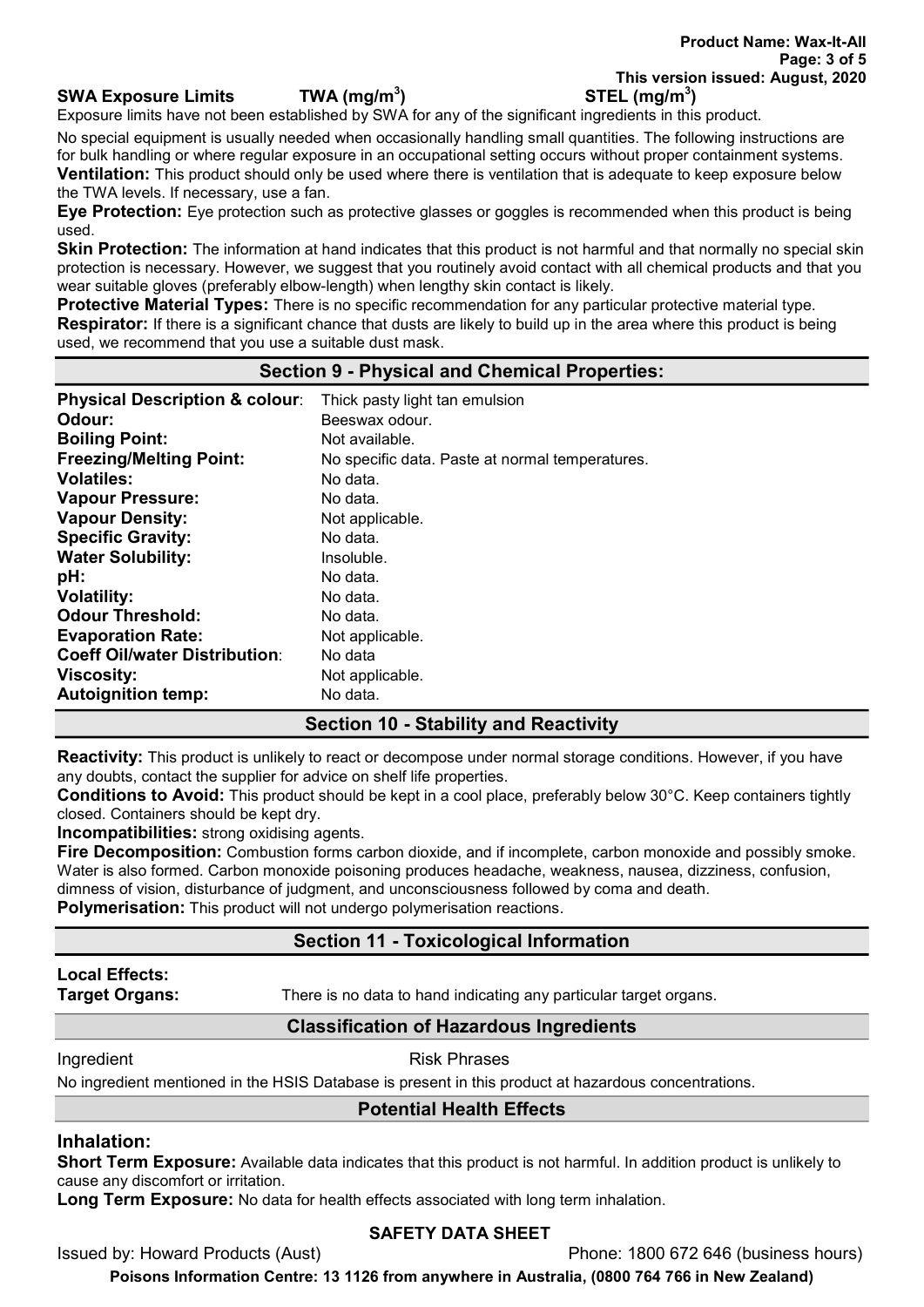**SWA Exposure Limits** **TWA ($mg/m^3$)** **STEL ($mg/m^3$)**

Exposure limits have not been established by SWA for any of the significant ingredients in this product.

No special equipment is usually needed when occasionally handling small quantities. The following instructions are for bulk handling or where regular exposure in an occupational setting occurs without proper containment systems.

**Ventilation:** This product should only be used where there is ventilation that is adequate to keep exposure below the TWA levels. If necessary, use a fan.

**Eye Protection:** Eye protection such as protective glasses or goggles is recommended when this product is being used.

**Skin Protection:** The information at hand indicates that this product is not harmful and that normally no special skin protection is necessary. However, we suggest that you routinely avoid contact with all chemical products and that you wear suitable gloves (preferably elbow-length) when lengthy skin contact is likely.

**Protective Material Types:** There is no specific recommendation for any particular protective material type.

**Respirator:** If there is a significant chance that dusts are likely to build up in the area where this product is being used, we recommend that you use a suitable dust mask.

## Section 9 - Physical and Chemical Properties:

| | |
|---|---|
| **Physical Description & colour**: | Thick pasty light tan emulsion |
| **Odour:** | Beeswax odour. |
| **Boiling Point:** | Not available. |
| **Freezing/Melting Point:** | No specific data. Paste at normal temperatures. |
| **Volatiles:** | No data. |
| **Vapour Pressure:** | No data. |
| **Vapour Density:** | Not applicable. |
| **Specific Gravity:** | No data. |
| **Water Solubility:** | Insoluble. |
| **pH:** | No data. |
| **Volatility:** | No data. |
| **Odour Threshold:** | No data. |
| **Evaporation Rate:** | Not applicable. |
| **Coeff Oil/water Distribution**: | No data |
| **Viscosity:** | Not applicable. |
| **Autoignition temp:** | No data. |

## Section 10 - Stability and Reactivity

**Reactivity:** This product is unlikely to react or decompose under normal storage conditions. However, if you have any doubts, contact the supplier for advice on shelf life properties.

**Conditions to Avoid:** This product should be kept in a cool place, preferably below 30°C. Keep containers tightly closed. Containers should be kept dry.

**Incompatibilities:** strong oxidising agents.

**Fire Decomposition:** Combustion forms carbon dioxide, and if incomplete, carbon monoxide and possibly smoke. Water is also formed. Carbon monoxide poisoning produces headache, weakness, nausea, dizziness, confusion, dimness of vision, disturbance of judgment, and unconsciousness followed by coma and death.

**Polymerisation:** This product will not undergo polymerisation reactions.

## Section 11 - Toxicological Information

**Local Effects:**

**Target Organs:** There is no data to hand indicating any particular target organs.

### Classification of Hazardous Ingredients

| Ingredient | Risk Phrases |
|---|---|

No ingredient mentioned in the HSIS Database is present in this product at hazardous concentrations.

### Potential Health Effects

### Inhalation:

**Short Term Exposure:** Available data indicates that this product is not harmful. In addition product is unlikely to cause any discomfort or irritation.

**Long Term Exposure:** No data for health effects associated with long term inhalation.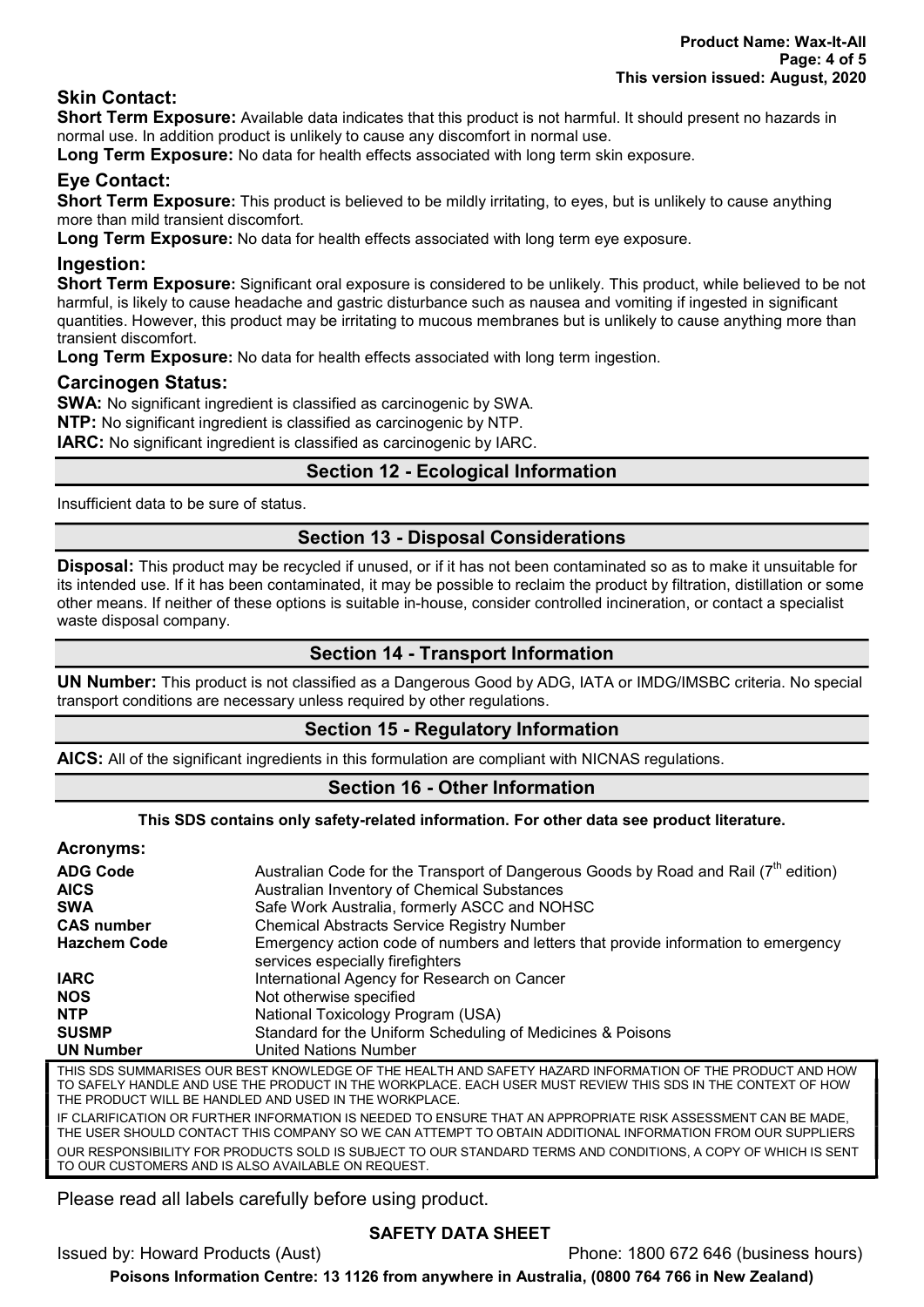### Skin Contact:

**Short Term Exposure:** Available data indicates that this product is not harmful. It should present no hazards in normal use. In addition product is unlikely to cause any discomfort in normal use.

**Long Term Exposure:** No data for health effects associated with long term skin exposure.

### Eye Contact:

**Short Term Exposure:** This product is believed to be mildly irritating, to eyes, but is unlikely to cause anything more than mild transient discomfort.

**Long Term Exposure:** No data for health effects associated with long term eye exposure.

### Ingestion:

**Short Term Exposure:** Significant oral exposure is considered to be unlikely. This product, while believed to be not harmful, is likely to cause headache and gastric disturbance such as nausea and vomiting if ingested in significant quantities. However, this product may be irritating to mucous membranes but is unlikely to cause anything more than transient discomfort.

**Long Term Exposure:** No data for health effects associated with long term ingestion.

### Carcinogen Status:

**SWA:** No significant ingredient is classified as carcinogenic by SWA.

**NTP:** No significant ingredient is classified as carcinogenic by NTP.

**IARC:** No significant ingredient is classified as carcinogenic by IARC.

## Section 12 - Ecological Information

Insufficient data to be sure of status.

## Section 13 - Disposal Considerations

**Disposal:** This product may be recycled if unused, or if it has not been contaminated so as to make it unsuitable for its intended use. If it has been contaminated, it may be possible to reclaim the product by filtration, distillation or some other means. If neither of these options is suitable in-house, consider controlled incineration, or contact a specialist waste disposal company.

## Section 14 - Transport Information

**UN Number:** This product is not classified as a Dangerous Good by ADG, IATA or IMDG/IMSBC criteria. No special transport conditions are necessary unless required by other regulations.

## Section 15 - Regulatory Information

**AICS:** All of the significant ingredients in this formulation are compliant with NICNAS regulations.

## Section 16 - Other Information

**This SDS contains only safety-related information. For other data see product literature.**

### Acronyms:

| | |
|---|---|
| **ADG Code** | Australian Code for the Transport of Dangerous Goods by Road and Rail (7th edition) |
| **AICS** | Australian Inventory of Chemical Substances |
| **SWA** | Safe Work Australia, formerly ASCC and NOHSC |
| **CAS number** | Chemical Abstracts Service Registry Number |
| **Hazchem Code** | Emergency action code of numbers and letters that provide information to emergency services especially firefighters |
| **IARC** | International Agency for Research on Cancer |
| **NOS** | Not otherwise specified |
| **NTP** | National Toxicology Program (USA) |
| **SUSMP** | Standard for the Uniform Scheduling of Medicines & Poisons |
| **UN Number** | United Nations Number |

THIS SDS SUMMARISES OUR BEST KNOWLEDGE OF THE HEALTH AND SAFETY HAZARD INFORMATION OF THE PRODUCT AND HOW TO SAFELY HANDLE AND USE THE PRODUCT IN THE WORKPLACE. EACH USER MUST REVIEW THIS SDS IN THE CONTEXT OF HOW THE PRODUCT WILL BE HANDLED AND USED IN THE WORKPLACE.

IF CLARIFICATION OR FURTHER INFORMATION IS NEEDED TO ENSURE THAT AN APPROPRIATE RISK ASSESSMENT CAN BE MADE, THE USER SHOULD CONTACT THIS COMPANY SO WE CAN ATTEMPT TO OBTAIN ADDITIONAL INFORMATION FROM OUR SUPPLIERS

OUR RESPONSIBILITY FOR PRODUCTS SOLD IS SUBJECT TO OUR STANDARD TERMS AND CONDITIONS, A COPY OF WHICH IS SENT TO OUR CUSTOMERS AND IS ALSO AVAILABLE ON REQUEST.

Please read all labels carefully before using product.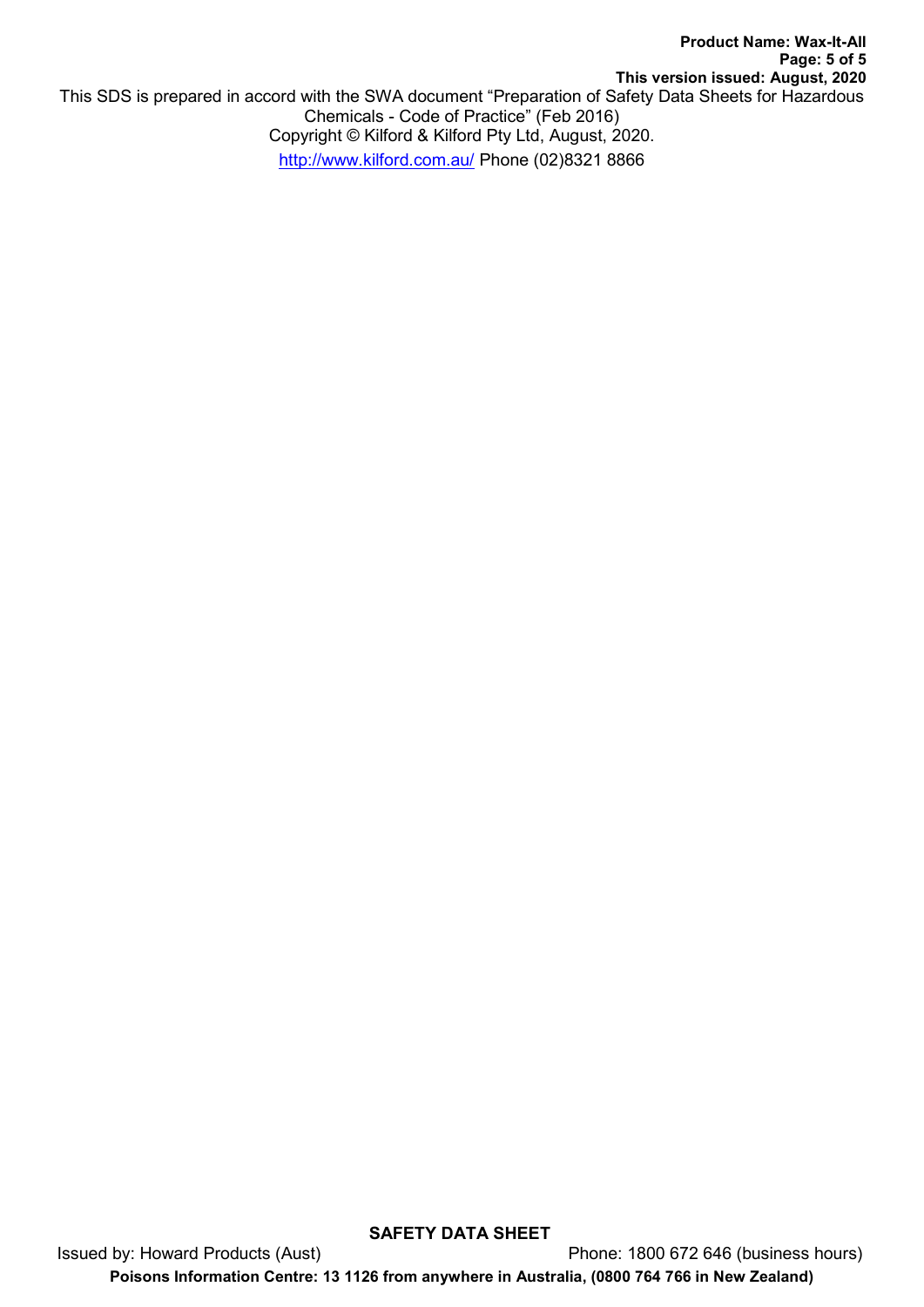This SDS is prepared in accord with the SWA document "Preparation of Safety Data Sheets for Hazardous Chemicals - Code of Practice" (Feb 2016)

Copyright © Kilford & Kilford Pty Ltd, August, 2020.

http://www.kilford.com.au/ Phone (02)8321 8866